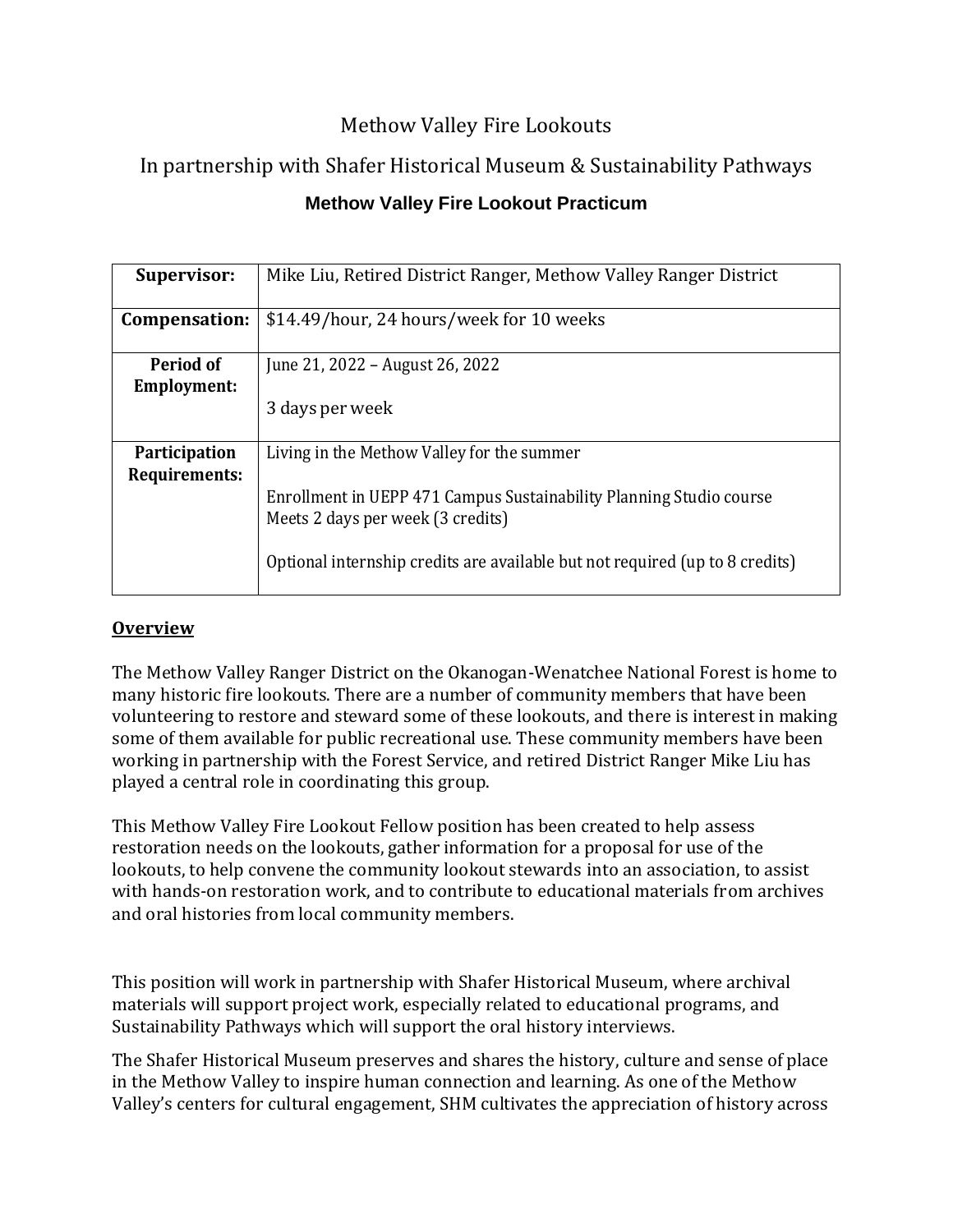Methow Valley Fire Lookouts

In partnership with Shafer Historical Museum & Sustainability Pathways

# Methow Valley Fire Lookout Practicum

| | |
|---|---|
| **Supervisor:** | Mike Liu, Retired District Ranger, Methow Valley Ranger District |
| **Compensation:** | $14.49/hour, 24 hours/week for 10 weeks |
| **Period of Employment:** | June 21, 2022 – August 26, 2022<br><br>3 days per week |
| **Participation Requirements:** | Living in the Methow Valley for the summer<br><br>Enrollment in UEPP 471 Campus Sustainability Planning Studio course Meets 2 days per week (3 credits)<br><br>Optional internship credits are available but not required (up to 8 credits) |

## Overview

The Methow Valley Ranger District on the Okanogan-Wenatchee National Forest is home to many historic fire lookouts. There are a number of community members that have been volunteering to restore and steward some of these lookouts, and there is interest in making some of them available for public recreational use. These community members have been working in partnership with the Forest Service, and retired District Ranger Mike Liu has played a central role in coordinating this group.

This Methow Valley Fire Lookout Fellow position has been created to help assess restoration needs on the lookouts, gather information for a proposal for use of the lookouts, to help convene the community lookout stewards into an association, to assist with hands-on restoration work, and to contribute to educational materials from archives and oral histories from local community members.

This position will work in partnership with Shafer Historical Museum, where archival materials will support project work, especially related to educational programs, and Sustainability Pathways which will support the oral history interviews.

The Shafer Historical Museum preserves and shares the history, culture and sense of place in the Methow Valley to inspire human connection and learning. As one of the Methow Valley's centers for cultural engagement, SHM cultivates the appreciation of history across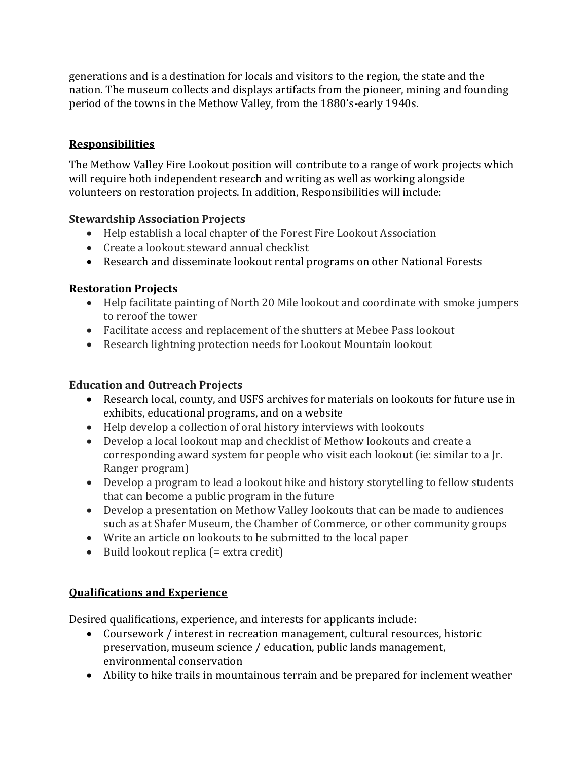generations and is a destination for locals and visitors to the region, the state and the nation. The museum collects and displays artifacts from the pioneer, mining and founding period of the towns in the Methow Valley, from the 1880's-early 1940s.

## Responsibilities

The Methow Valley Fire Lookout position will contribute to a range of work projects which will require both independent research and writing as well as working alongside volunteers on restoration projects. In addition, Responsibilities will include:

### Stewardship Association Projects

- Help establish a local chapter of the Forest Fire Lookout Association
- Create a lookout steward annual checklist
- Research and disseminate lookout rental programs on other National Forests

### Restoration Projects

- Help facilitate painting of North 20 Mile lookout and coordinate with smoke jumpers to reroof the tower
- Facilitate access and replacement of the shutters at Mebee Pass lookout
- Research lightning protection needs for Lookout Mountain lookout

### Education and Outreach Projects

- Research local, county, and USFS archives for materials on lookouts for future use in exhibits, educational programs, and on a website
- Help develop a collection of oral history interviews with lookouts
- Develop a local lookout map and checklist of Methow lookouts and create a corresponding award system for people who visit each lookout (ie: similar to a Jr. Ranger program)
- Develop a program to lead a lookout hike and history storytelling to fellow students that can become a public program in the future
- Develop a presentation on Methow Valley lookouts that can be made to audiences such as at Shafer Museum, the Chamber of Commerce, or other community groups
- Write an article on lookouts to be submitted to the local paper
- Build lookout replica (= extra credit)

## Qualifications and Experience

Desired qualifications, experience, and interests for applicants include:

- Coursework / interest in recreation management, cultural resources, historic preservation, museum science / education, public lands management, environmental conservation
- Ability to hike trails in mountainous terrain and be prepared for inclement weather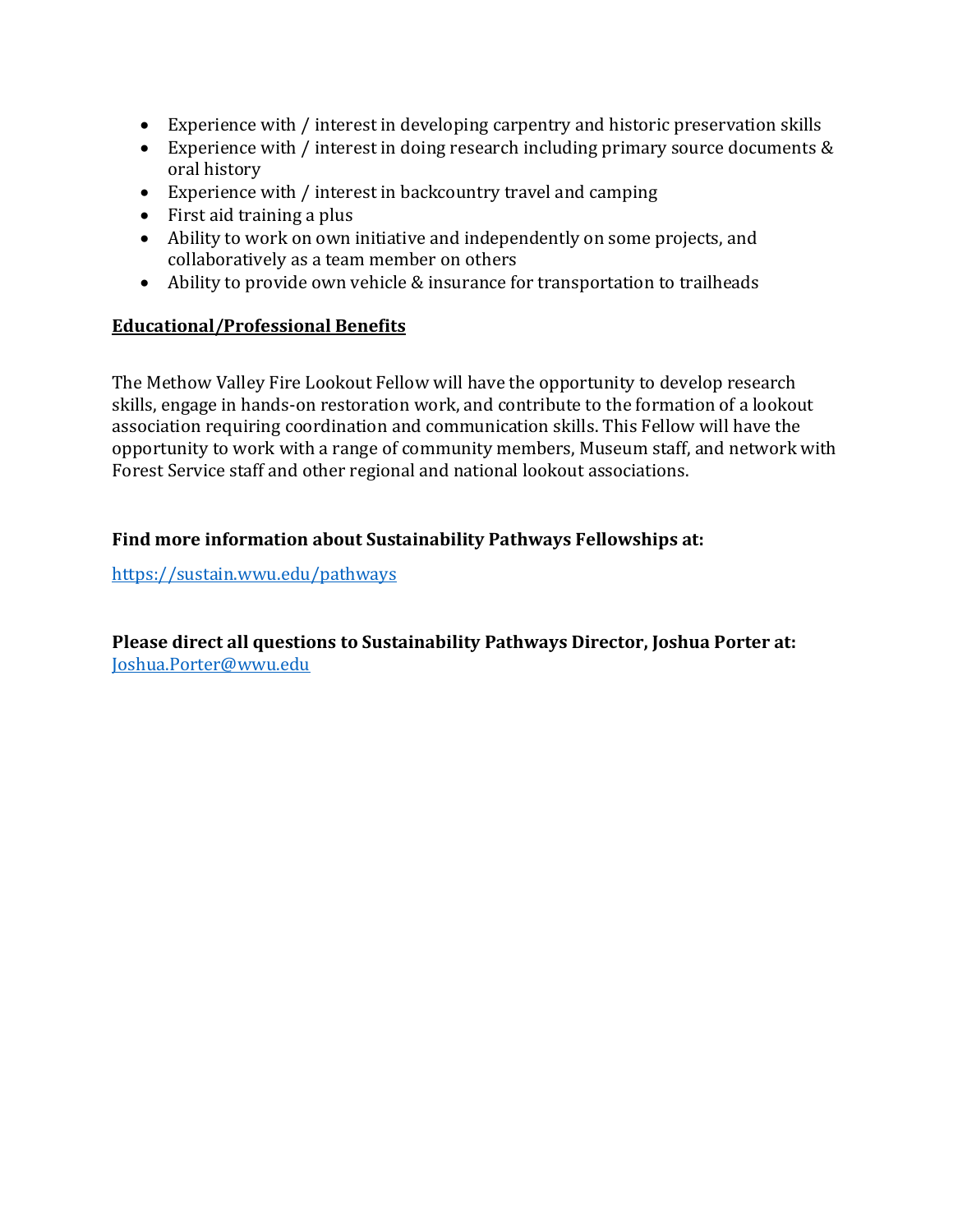- Experience with / interest in developing carpentry and historic preservation skills
- Experience with / interest in doing research including primary source documents & oral history
- Experience with / interest in backcountry travel and camping
- First aid training a plus
- Ability to work on own initiative and independently on some projects, and collaboratively as a team member on others
- Ability to provide own vehicle & insurance for transportation to trailheads

**Educational/Professional Benefits**

The Methow Valley Fire Lookout Fellow will have the opportunity to develop research skills, engage in hands-on restoration work, and contribute to the formation of a lookout association requiring coordination and communication skills. This Fellow will have the opportunity to work with a range of community members, Museum staff, and network with Forest Service staff and other regional and national lookout associations.

**Find more information about Sustainability Pathways Fellowships at:**

https://sustain.wwu.edu/pathways

**Please direct all questions to Sustainability Pathways Director, Joshua Porter at:**
Joshua.Porter@wwu.edu